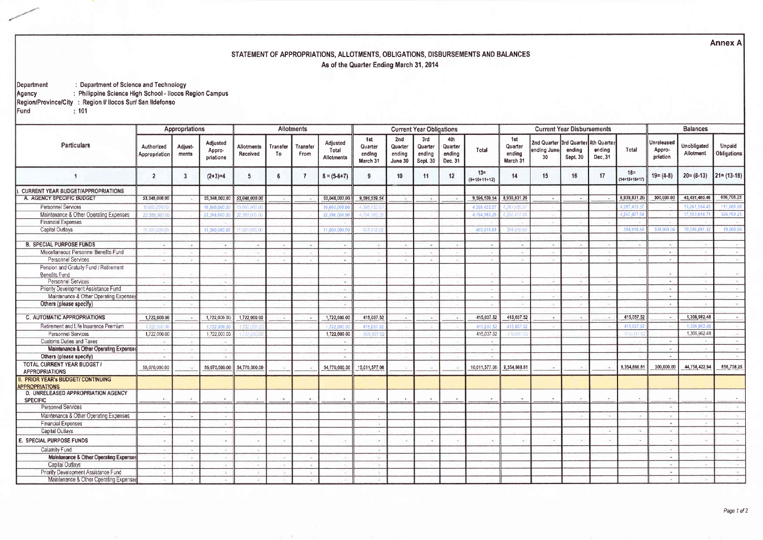Annex A

# STATEMENT OF APPROPRIATIONS, ALLOTMENTS, OBLIGATIONS, DISBURSEMENTS AND BALANCES

As of the Quarter Ending March 31, 2014

Department : Department of Science and Technology
Agency : Philippine Science High School - Ilocos Region Campus
Region/Province/City : Region I/ Ilocos Sur/ San Ildefonso
Fund : 101

| Particulars | Appropriations | | | Allotments | | | | Current Year Obligations | | | | | Current Year Disbursements | | | | | Balances | | |
|---|---|---|---|---|---|---|---|---|---|---|---|---|---|---|---|---|---|---|---|---|
| | Authorized Appropriation | Adjust-ments | Adjusted Appro-priations | Allotments Received | Transfer To | Transfer From | Adjusted Total Allotments | 1st Quarter ending March 31 | 2nd Quarter ending June 30 | 3rd Quarter ending Sept. 30 | 4th Quarter ending Dec. 31 | Total | 1st Quarter ending March 31 | 2nd Quarter ending June 30 | 3rd Quarter ending Sept. 30 | 4th Quarter ending Dec. 31 | Total | Unreleased Appro-priation | Unobligated Allotment | Unpaid Obligations |
| 1 | 2 | 3 | (2+3)=4 | 5 | 6 | 7 | 8 = (5-6+7) | 9 | 10 | 11 | 12 | 13=(9+10+11+12) | 14 | 15 | 16 | 17 | 18=(14+15+16+17) | 19= (4-8) | 20= (8-13) | 21= (13-18) |
| I. CURRENT YEAR BUDGET/APPROPRIATIONS | | | | | | | | | | | | | | | | | | | | |
| A. AGENCY SPECIFIC BUDGET | 53,348,000.00 | - | 53,348,000.00 | 53,048,000.00 | - | - | 53,048,000.00 | 9,596,539.54 | - | - | - | 9,596,539.54 | 8,939,831.29 | - | - | - | 8,939,831.29 | 300,000.00 | 43,451,460.46 | 656,708.25 |
| Personnel Services | 19,660,000.00 | | 19,660,000.00 | 19,660,000.00 | | | 19,660,000.00 | 4,398,435.57 | | | | 4,398,435.57 | 4,287,435.57 | | | | 4,287,435.57 | - | 15,261,564.43 | 111,000.00 |
| Maintenance & Other Operating Expenses | 22,388,000.00 | | 22,388,000.00 | 22,388,000.00 | | | 22,388,000.00 | 4,794,185.29 | | | | 4,794,185.29 | 4,267,477.04 | | | | 4,267,477.04 | - | 17,593,814.71 | 526,708.25 |
| Financial Expenses | - | | | | | | - | | | | | | | | | | - | | | |
| Capital Outlays | 11,300,000.00 | | 11,300,000.00 | 11,000,000.00 | | | 11,000,000.00 | 403,918.68 | | | | 403,918.68 | 384,918.68 | | | | 384,918.68 | 300,000.00 | 10,596,081.32 | 19,000.00 |
| B. SPECIAL PURPOSE FUNDS | - | - | - | - | - | - | - | - | - | - | - | - | - | - | - | - | - | - | - | - |
| Miscellaneous Personnel Benefits Fund | - | - | - | - | - | - | - | - | - | - | - | - | - | - | - | - | | - | - | - |
| Personnel Services | - | - | - | - | - | - | - | - | - | - | - | - | - | - | - | - | - | - | - | - |
| Pension and Gratuity Fund / Retirement Benefits Fund | - | | - | | | | - | | | | | - | | | | | | - | - | - |
| Personnel Services | - | - | - | | | | - | | | | | - | - | - | - | - | | - | - | - |
| Priority Development Assistance Fund | - | | - | | | | - | | | | | - | | | | | | - | - | - |
| Maintenance & Other Operating Expenses | - | - | - | | | | - | | | | | - | - | - | - | - | | - | - | - |
| Others (please specify) | - | - | - | | | | - | | | | | - | - | - | - | - | | - | - | - |
| C. AUTOMATIC APPROPRIATIONS | 1,722,000.00 | - | 1,722,000.00 | 1,722,000.00 | - | - | 1,722,000.00 | 415,037.52 | - | - | - | 415,037.52 | 415,037.52 | - | - | - | 415,037.52 | - | 1,306,962.48 | - |
| Retirement and Life Insurance Premium | 1,722,000.00 | - | 1,722,000.00 | 1,722,000.00 | | | 1,722,000.00 | 415,037.52 | | | | 415,037.52 | 415,037.52 | - | - | | 415,037.52 | - | 1,306,962.48 | - |
| Personnel Services | 1,722,000.00 | - | 1,722,000.00 | 1,722,000.00 | | | 1,722,000.00 | 415,037.52 | | | | 415,037.52 | 415,037.52 | | | | 415,037.52 | | 1,306,962.48 | - |
| Customs Duties and Taxes | - | - | - | | | | - | | | | | - | | | | | | - | - | - |
| Maintenance & Other Operating Expenses | - | - | - | | | | - | | | | | - | | | | | | - | - | - |
| Others (please specify) | - | - | - | | | | - | | | | | - | | | | | - | - | - | - |
| TOTAL CURRENT YEAR BUDGET / APPROPRIATIONS | 55,070,000.00 | - | 55,070,000.00 | 54,770,000.00 | | - | 54,770,000.00 | 10,011,577.06 | - | - | - | 10,011,577.06 | 9,354,868.81 | - | - | - | 9,354,868.81 | 300,000.00 | 44,758,422.94 | 656,708.25 |
| II. PRIOR YEAR's BUDGET/ CONTINUING APPROPRIATIONS | | | | | | | | | | | | | | | | | | | | |
| D. UNRELEASED APPROPRIATION AGENCY SPECIFIC | - | - | - | - | - | - | - | - | - | - | - | - | - | - | - | - | - | - | - | - |
| Personnel Services | - | | - | | | | | | | | | | | | | | | - | - | - |
| Maintenance & Other Operating Expenses | - | - | - | | | | | - | | | | | | | - | - | - | - | - | - |
| Financial Expenses | - | | - | | | | | - | | | | | | | | | | - | - | - |
| Capital Outlays | - | | - | | | | | - | | | | | | | | - | - | - | - | - |
| E. SPECIAL PURPOSE FUNDS | - | - | - | - | - | - | - | - | - | - | - | - | - | - | - | - | - | - | - | - |
| Calamity Fund | - | - | - | - | | | | - | | | | | | | | | | - | | |
| Maintenance & Other Operating Expenses | - | - | - | - | - | - | - | - | | | | | | | | | | - | - | - |
| Capital Outlays | - | - | - | - | - | - | - | - | | | | | | | | | | - | - | - |
| Priority Development Assistance Fund | - | - | - | - | - | - | - | - | | | | | | | | | | - | - | - |
| Maintenance & Other Operating Expenses | - | - | - | - | - | - | - | - | | | | | | | | | | - | - | - |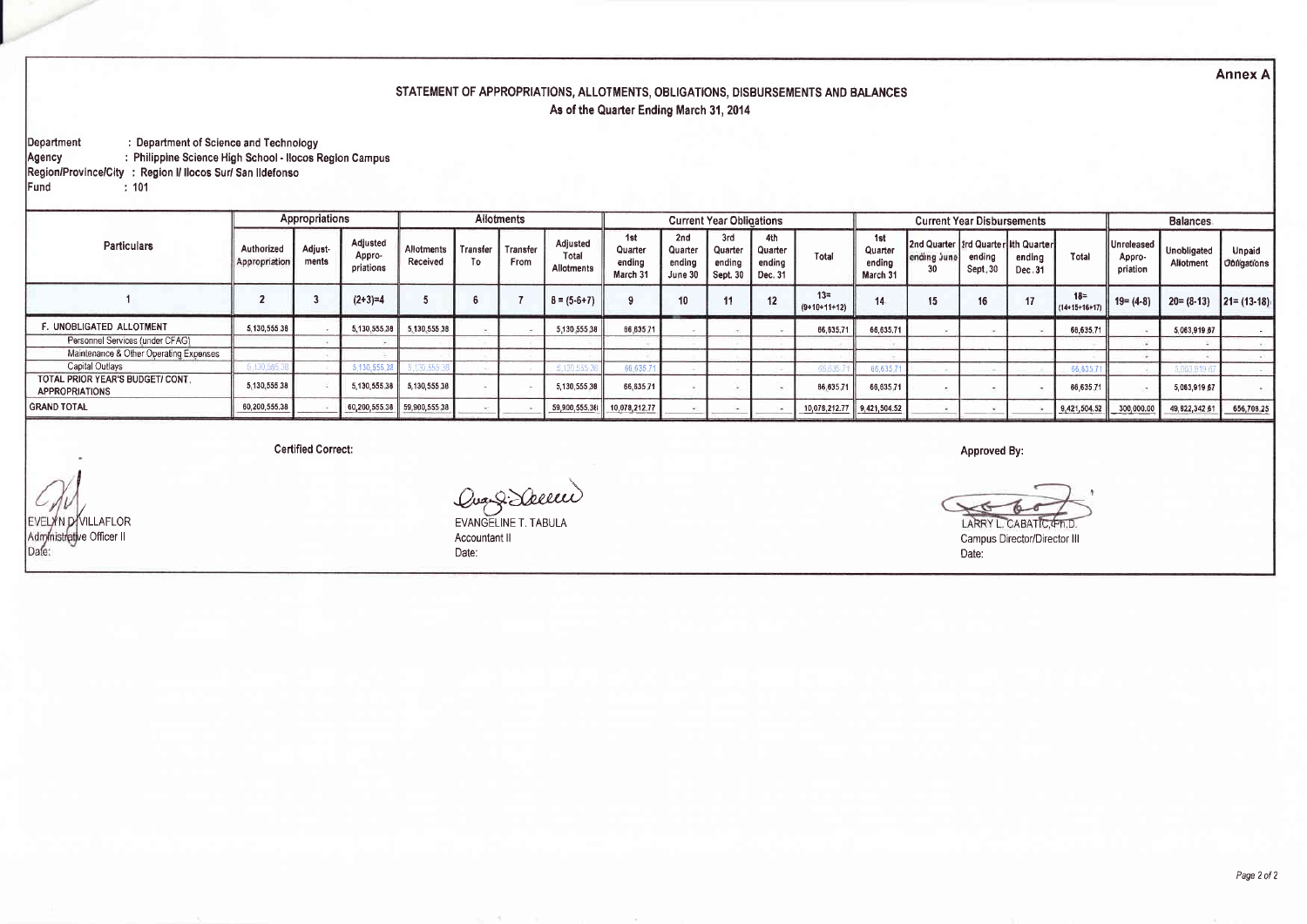Annex A

# STATEMENT OF APPROPRIATIONS, ALLOTMENTS, OBLIGATIONS, DISBURSEMENTS AND BALANCES

As of the Quarter Ending March 31, 2014

Department : Department of Science and Technology
Agency : Philippine Science High School - Ilocos Region Campus
Region/Province/City : Region I/ Ilocos Sur/ San Ildefonso
Fund : 101

| Particulars | Appropriations | | | Allotments | | | | Current Year Obligations | | | | | Current Year Disbursements | | | | | Balances | | |
|---|---|---|---|---|---|---|---|---|---|---|---|---|---|---|---|---|---|---|---|---|
| | Authorized Appropriation | Adjust-ments | Adjusted Appro-priations | Allotments Received | Transfer To | Transfer From | Adjusted Total Allotments | 1st Quarter ending March 31 | 2nd Quarter ending June 30 | 3rd Quarter ending Sept. 30 | 4th Quarter ending Dec. 31 | Total | 1st Quarter ending March 31 | 2nd Quarter ending June 30 | 3rd Quarter ending Sept. 30 | 4th Quarter ending Dec. 31 | Total | Unreleased Appro-priation | Unobligated Allotment | Unpaid Obligations |
| 1 | 2 | 3 | (2+3)=4 | 5 | 6 | 7 | 8 = (5-6+7) | 9 | 10 | 11 | 12 | 13= (9+10+11+12) | 14 | 15 | 16 | 17 | 18= (14+15+16+17) | 19= (4-8) | 20= (8-13) | 21= (13-18) |
| F. UNOBLIGATED ALLOTMENT | 5,130,555.38 | - | 5,130,555.38 | 5,130,555.38 | - | - | 5,130,555.38 | 66,635.71 | - | - | - | 66,635.71 | 66,635.71 | - | - | - | 66,635.71 | - | 5,063,919.67 | - |
| Personnel Services (under CFAG) | | - | - | | | | | | | | | | | | | | | - | | - |
| Maintenance & Other Operating Expenses | | - | - | | | | | | | | | | | | | | | - | - | - |
| Capital Outlays | 5,130,555.38 | - | 5,130,555.38 | 5,130,555.38 | - | - | 5,130,555.38 | 66,635.71 | - | - | - | 66,635.71 | 66,635.71 | - | - | - | 66,635.71 | - | 5,063,919.67 | - |
| TOTAL PRIOR YEAR'S BUDGET/ CONT. APPROPRIATIONS | 5,130,555.38 | - | 5,130,555.38 | 5,130,555.38 | - | - | 5,130,555.38 | 66,635.71 | - | - | - | 66,635.71 | 66,635.71 | - | - | - | 66,635.71 | - | 5,063,919.67 | - |
| GRAND TOTAL | 60,200,555.38 | - | 60,200,555.38 | 59,900,555.38 | - | - | 59,900,555.38 | 10,078,212.77 | - | - | - | 10,078,212.77 | 9,421,504.52 | - | - | - | 9,421,504.52 | 300,000.00 | 49,822,342.61 | 656,708.25 |

Certified Correct:

EVELYN D. VILLAFLOR
Administrative Officer II
Date:

EVANGELINE T. TABULA
Accountant II
Date:

Approved By:

LARRY L. CABATIC, Ph.D.
Campus Director/Director III
Date: